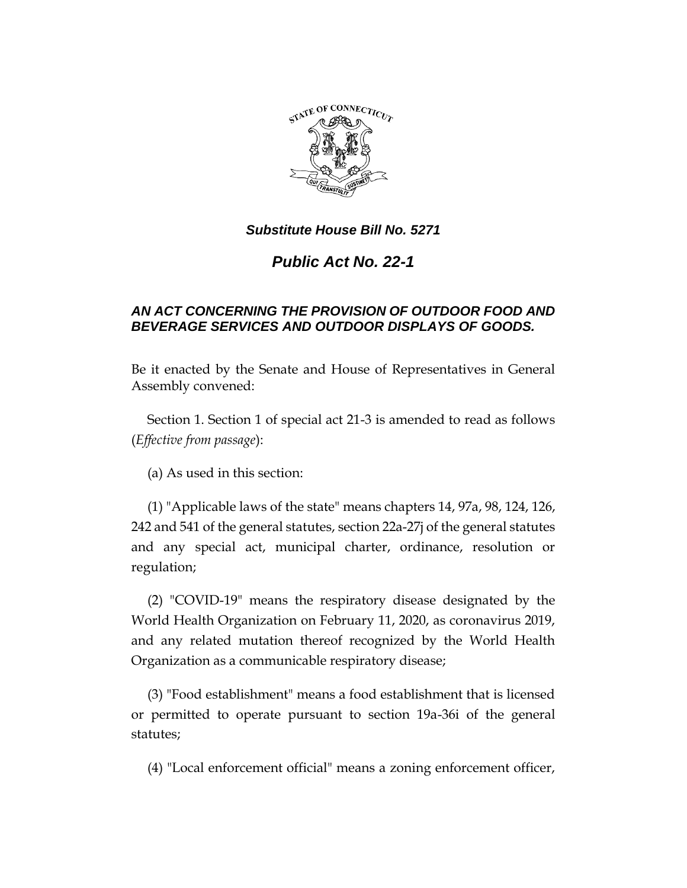***Substitute House Bill No. 5271***

# *Public Act No. 22-1*

### *AN ACT CONCERNING THE PROVISION OF OUTDOOR FOOD AND BEVERAGE SERVICES AND OUTDOOR DISPLAYS OF GOODS.*

Be it enacted by the Senate and House of Representatives in General Assembly convened:

Section 1. Section 1 of special act 21-3 is amended to read as follows (*Effective from passage*):

(a) As used in this section:

(1) "Applicable laws of the state" means chapters 14, 97a, 98, 124, 126, 242 and 541 of the general statutes, section 22a-27j of the general statutes and any special act, municipal charter, ordinance, resolution or regulation;

(2) "COVID-19" means the respiratory disease designated by the World Health Organization on February 11, 2020, as coronavirus 2019, and any related mutation thereof recognized by the World Health Organization as a communicable respiratory disease;

(3) "Food establishment" means a food establishment that is licensed or permitted to operate pursuant to section 19a-36i of the general statutes;

(4) "Local enforcement official" means a zoning enforcement officer,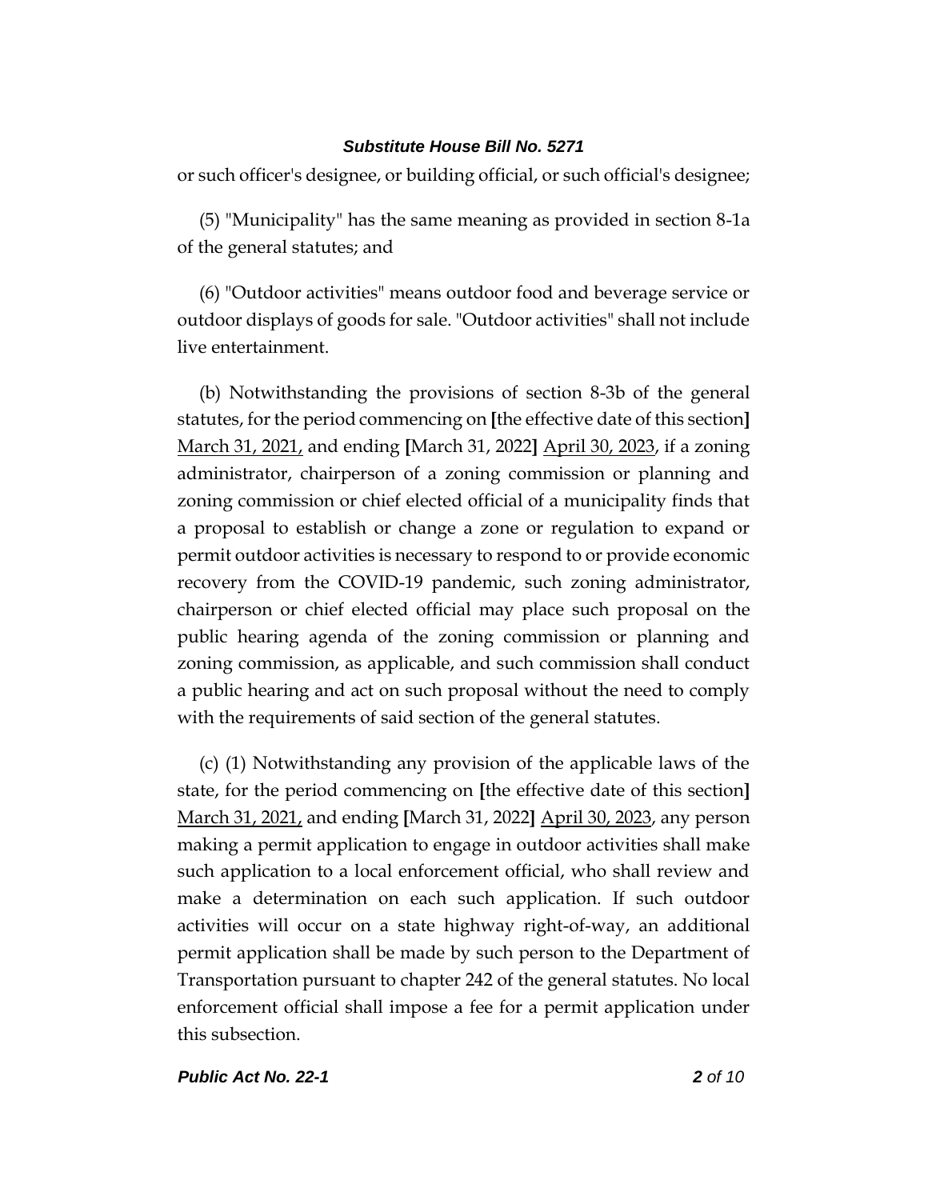or such officer's designee, or building official, or such official's designee;

(5) "Municipality" has the same meaning as provided in section 8-1a of the general statutes; and

(6) "Outdoor activities" means outdoor food and beverage service or outdoor displays of goods for sale. "Outdoor activities" shall not include live entertainment.

(b) Notwithstanding the provisions of section 8-3b of the general statutes, for the period commencing on [the effective date of this section] <u>March 31, 2021,</u> and ending [March 31, 2022] <u>April 30, 2023</u>, if a zoning administrator, chairperson of a zoning commission or planning and zoning commission or chief elected official of a municipality finds that a proposal to establish or change a zone or regulation to expand or permit outdoor activities is necessary to respond to or provide economic recovery from the COVID-19 pandemic, such zoning administrator, chairperson or chief elected official may place such proposal on the public hearing agenda of the zoning commission or planning and zoning commission, as applicable, and such commission shall conduct a public hearing and act on such proposal without the need to comply with the requirements of said section of the general statutes.

(c) (1) Notwithstanding any provision of the applicable laws of the state, for the period commencing on [the effective date of this section] <u>March 31, 2021,</u> and ending [March 31, 2022] <u>April 30, 2023</u>, any person making a permit application to engage in outdoor activities shall make such application to a local enforcement official, who shall review and make a determination on each such application. If such outdoor activities will occur on a state highway right-of-way, an additional permit application shall be made by such person to the Department of Transportation pursuant to chapter 242 of the general statutes. No local enforcement official shall impose a fee for a permit application under this subsection.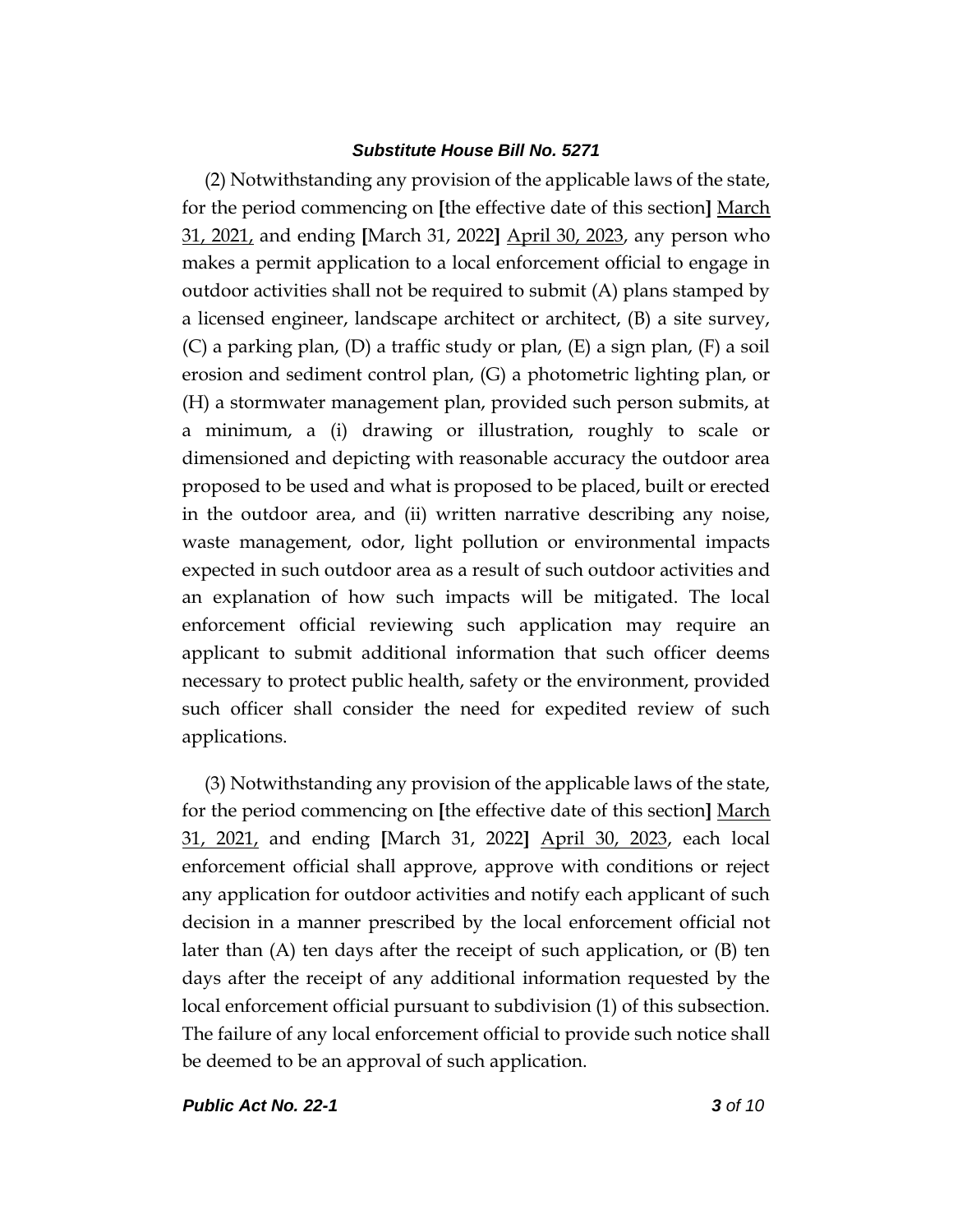(2) Notwithstanding any provision of the applicable laws of the state, for the period commencing on [the effective date of this section] <u>March 31, 2021,</u> and ending [March 31, 2022] <u>April 30, 2023</u>, any person who makes a permit application to a local enforcement official to engage in outdoor activities shall not be required to submit (A) plans stamped by a licensed engineer, landscape architect or architect, (B) a site survey, (C) a parking plan, (D) a traffic study or plan, (E) a sign plan, (F) a soil erosion and sediment control plan, (G) a photometric lighting plan, or (H) a stormwater management plan, provided such person submits, at a minimum, a (i) drawing or illustration, roughly to scale or dimensioned and depicting with reasonable accuracy the outdoor area proposed to be used and what is proposed to be placed, built or erected in the outdoor area, and (ii) written narrative describing any noise, waste management, odor, light pollution or environmental impacts expected in such outdoor area as a result of such outdoor activities and an explanation of how such impacts will be mitigated. The local enforcement official reviewing such application may require an applicant to submit additional information that such officer deems necessary to protect public health, safety or the environment, provided such officer shall consider the need for expedited review of such applications.

(3) Notwithstanding any provision of the applicable laws of the state, for the period commencing on [the effective date of this section] <u>March 31, 2021,</u> and ending [March 31, 2022] <u>April 30, 2023</u>, each local enforcement official shall approve, approve with conditions or reject any application for outdoor activities and notify each applicant of such decision in a manner prescribed by the local enforcement official not later than (A) ten days after the receipt of such application, or (B) ten days after the receipt of any additional information requested by the local enforcement official pursuant to subdivision (1) of this subsection. The failure of any local enforcement official to provide such notice shall be deemed to be an approval of such application.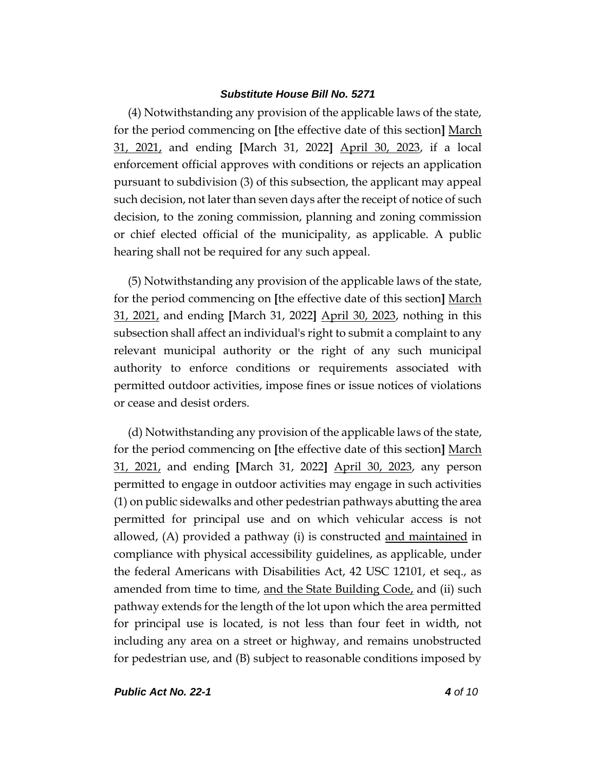(4) Notwithstanding any provision of the applicable laws of the state, for the period commencing on **[**the effective date of this section**]** <u>March 31, 2021,</u> and ending **[**March 31, 2022**]** <u>April 30, 2023</u>, if a local enforcement official approves with conditions or rejects an application pursuant to subdivision (3) of this subsection, the applicant may appeal such decision, not later than seven days after the receipt of notice of such decision, to the zoning commission, planning and zoning commission or chief elected official of the municipality, as applicable. A public hearing shall not be required for any such appeal.

(5) Notwithstanding any provision of the applicable laws of the state, for the period commencing on **[**the effective date of this section**]** <u>March 31, 2021,</u> and ending **[**March 31, 2022**]** <u>April 30, 2023</u>, nothing in this subsection shall affect an individual's right to submit a complaint to any relevant municipal authority or the right of any such municipal authority to enforce conditions or requirements associated with permitted outdoor activities, impose fines or issue notices of violations or cease and desist orders.

(d) Notwithstanding any provision of the applicable laws of the state, for the period commencing on **[**the effective date of this section**]** <u>March 31, 2021,</u> and ending **[**March 31, 2022**]** <u>April 30, 2023</u>, any person permitted to engage in outdoor activities may engage in such activities (1) on public sidewalks and other pedestrian pathways abutting the area permitted for principal use and on which vehicular access is not allowed, (A) provided a pathway (i) is constructed <u>and maintained</u> in compliance with physical accessibility guidelines, as applicable, under the federal Americans with Disabilities Act, 42 USC 12101, et seq., as amended from time to time, <u>and the State Building Code,</u> and (ii) such pathway extends for the length of the lot upon which the area permitted for principal use is located, is not less than four feet in width, not including any area on a street or highway, and remains unobstructed for pedestrian use, and (B) subject to reasonable conditions imposed by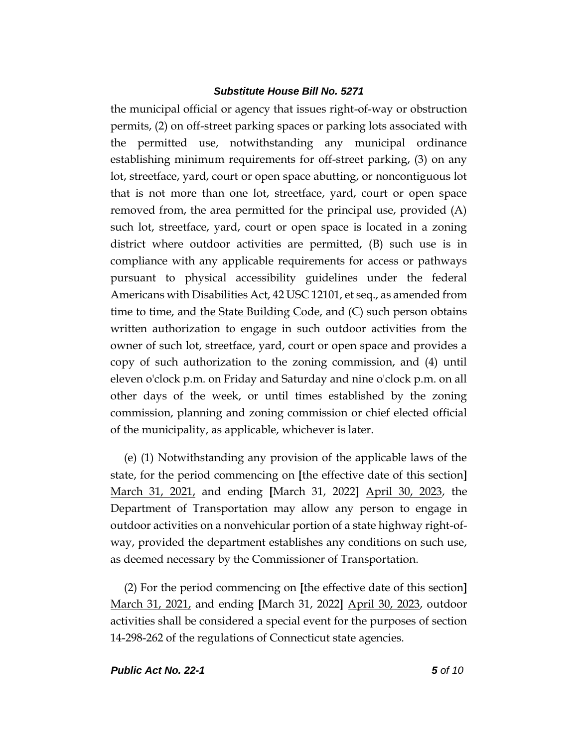the municipal official or agency that issues right-of-way or obstruction permits, (2) on off-street parking spaces or parking lots associated with the permitted use, notwithstanding any municipal ordinance establishing minimum requirements for off-street parking, (3) on any lot, streetface, yard, court or open space abutting, or noncontiguous lot that is not more than one lot, streetface, yard, court or open space removed from, the area permitted for the principal use, provided (A) such lot, streetface, yard, court or open space is located in a zoning district where outdoor activities are permitted, (B) such use is in compliance with any applicable requirements for access or pathways pursuant to physical accessibility guidelines under the federal Americans with Disabilities Act, 42 USC 12101, et seq., as amended from time to time, <u>and the State Building Code,</u> and (C) such person obtains written authorization to engage in such outdoor activities from the owner of such lot, streetface, yard, court or open space and provides a copy of such authorization to the zoning commission, and (4) until eleven o'clock p.m. on Friday and Saturday and nine o'clock p.m. on all other days of the week, or until times established by the zoning commission, planning and zoning commission or chief elected official of the municipality, as applicable, whichever is later.

(e) (1) Notwithstanding any provision of the applicable laws of the state, for the period commencing on **[**the effective date of this section**]** <u>March 31, 2021,</u> and ending **[**March 31, 2022**]** <u>April 30, 2023</u>, the Department of Transportation may allow any person to engage in outdoor activities on a nonvehicular portion of a state highway right-of-way, provided the department establishes any conditions on such use, as deemed necessary by the Commissioner of Transportation.

(2) For the period commencing on **[**the effective date of this section**]** <u>March 31, 2021,</u> and ending **[**March 31, 2022**]** <u>April 30, 2023</u>, outdoor activities shall be considered a special event for the purposes of section 14-298-262 of the regulations of Connecticut state agencies.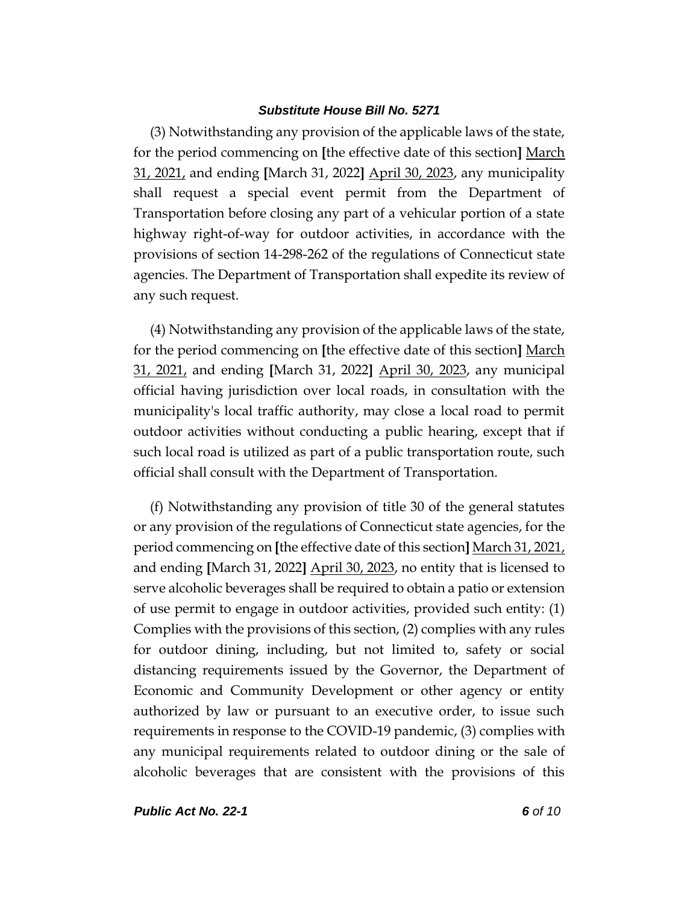(3) Notwithstanding any provision of the applicable laws of the state, for the period commencing on **[**the effective date of this section**]** <u>March 31, 2021,</u> and ending **[**March 31, 2022**]** <u>April 30, 2023</u>, any municipality shall request a special event permit from the Department of Transportation before closing any part of a vehicular portion of a state highway right-of-way for outdoor activities, in accordance with the provisions of section 14-298-262 of the regulations of Connecticut state agencies. The Department of Transportation shall expedite its review of any such request.

(4) Notwithstanding any provision of the applicable laws of the state, for the period commencing on **[**the effective date of this section**]** <u>March 31, 2021,</u> and ending **[**March 31, 2022**]** <u>April 30, 2023</u>, any municipal official having jurisdiction over local roads, in consultation with the municipality's local traffic authority, may close a local road to permit outdoor activities without conducting a public hearing, except that if such local road is utilized as part of a public transportation route, such official shall consult with the Department of Transportation.

(f) Notwithstanding any provision of title 30 of the general statutes or any provision of the regulations of Connecticut state agencies, for the period commencing on **[**the effective date of this section**]** <u>March 31, 2021,</u> and ending **[**March 31, 2022**]** <u>April 30, 2023</u>, no entity that is licensed to serve alcoholic beverages shall be required to obtain a patio or extension of use permit to engage in outdoor activities, provided such entity: (1) Complies with the provisions of this section, (2) complies with any rules for outdoor dining, including, but not limited to, safety or social distancing requirements issued by the Governor, the Department of Economic and Community Development or other agency or entity authorized by law or pursuant to an executive order, to issue such requirements in response to the COVID-19 pandemic, (3) complies with any municipal requirements related to outdoor dining or the sale of alcoholic beverages that are consistent with the provisions of this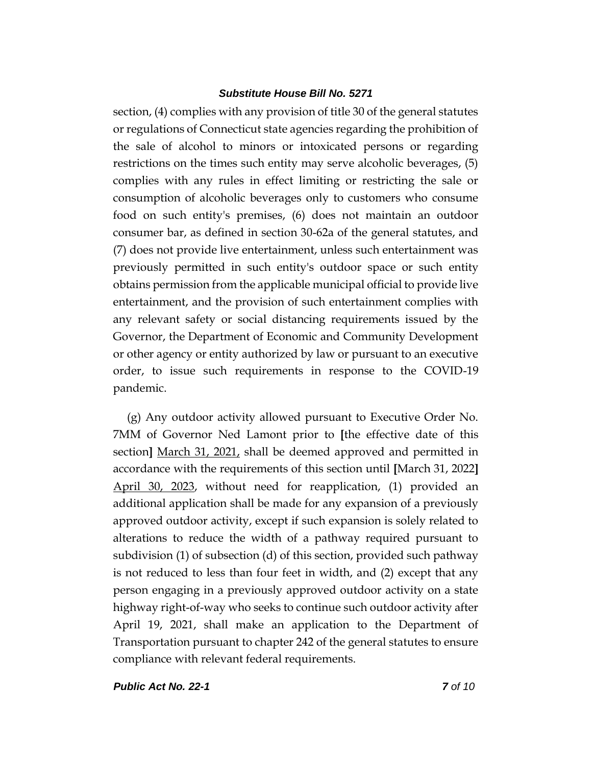section, (4) complies with any provision of title 30 of the general statutes or regulations of Connecticut state agencies regarding the prohibition of the sale of alcohol to minors or intoxicated persons or regarding restrictions on the times such entity may serve alcoholic beverages, (5) complies with any rules in effect limiting or restricting the sale or consumption of alcoholic beverages only to customers who consume food on such entity's premises, (6) does not maintain an outdoor consumer bar, as defined in section 30-62a of the general statutes, and (7) does not provide live entertainment, unless such entertainment was previously permitted in such entity's outdoor space or such entity obtains permission from the applicable municipal official to provide live entertainment, and the provision of such entertainment complies with any relevant safety or social distancing requirements issued by the Governor, the Department of Economic and Community Development or other agency or entity authorized by law or pursuant to an executive order, to issue such requirements in response to the COVID-19 pandemic.

(g) Any outdoor activity allowed pursuant to Executive Order No. 7MM of Governor Ned Lamont prior to **[**the effective date of this section**]** <u>March 31, 2021,</u> shall be deemed approved and permitted in accordance with the requirements of this section until **[**March 31, 2022**]** <u>April 30, 2023</u>, without need for reapplication, (1) provided an additional application shall be made for any expansion of a previously approved outdoor activity, except if such expansion is solely related to alterations to reduce the width of a pathway required pursuant to subdivision (1) of subsection (d) of this section, provided such pathway is not reduced to less than four feet in width, and (2) except that any person engaging in a previously approved outdoor activity on a state highway right-of-way who seeks to continue such outdoor activity after April 19, 2021, shall make an application to the Department of Transportation pursuant to chapter 242 of the general statutes to ensure compliance with relevant federal requirements.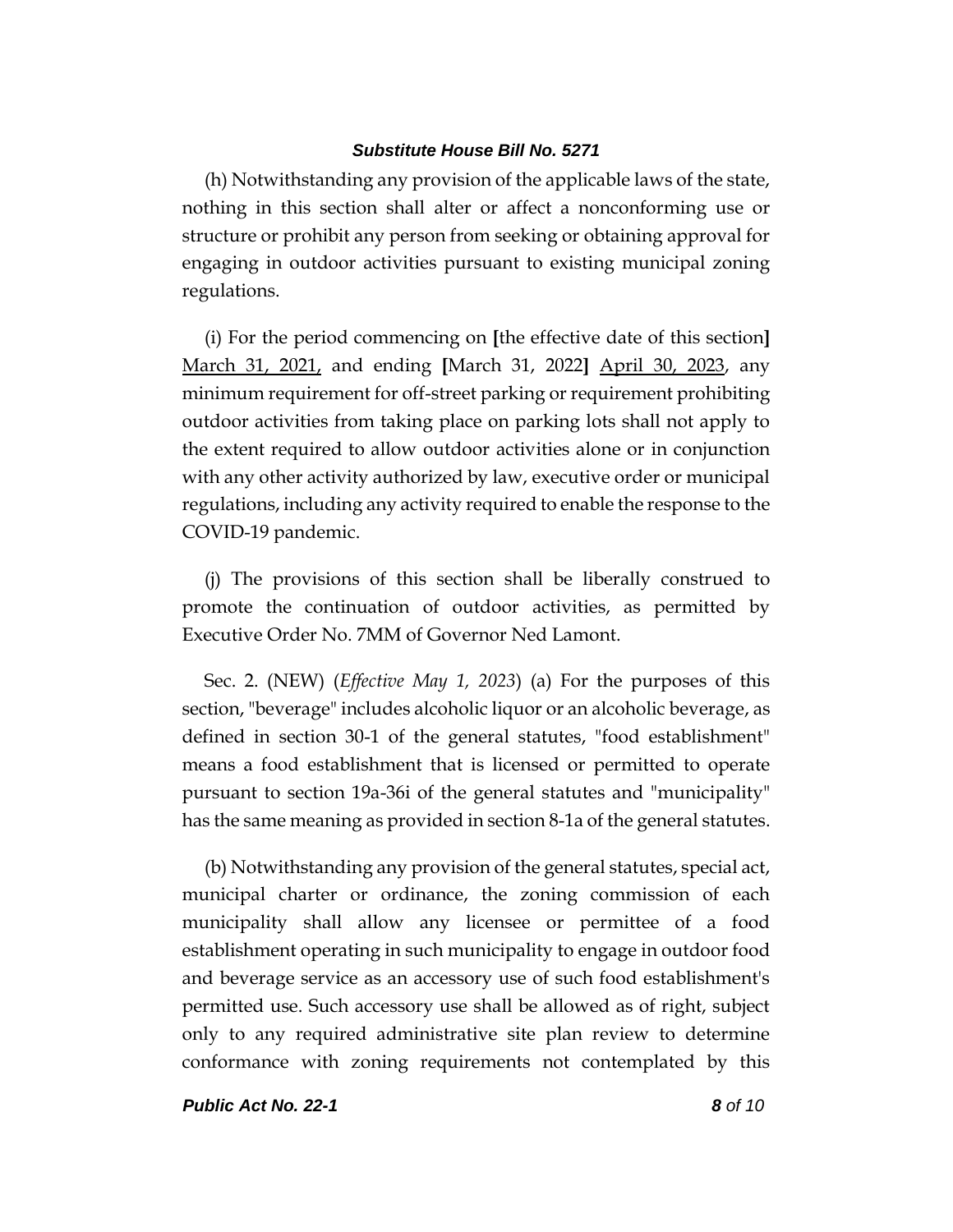(h) Notwithstanding any provision of the applicable laws of the state, nothing in this section shall alter or affect a nonconforming use or structure or prohibit any person from seeking or obtaining approval for engaging in outdoor activities pursuant to existing municipal zoning regulations.

(i) For the period commencing on **[**the effective date of this section**]** <u>March 31, 2021,</u> and ending **[**March 31, 2022**]** <u>April 30, 2023</u>, any minimum requirement for off-street parking or requirement prohibiting outdoor activities from taking place on parking lots shall not apply to the extent required to allow outdoor activities alone or in conjunction with any other activity authorized by law, executive order or municipal regulations, including any activity required to enable the response to the COVID-19 pandemic.

(j) The provisions of this section shall be liberally construed to promote the continuation of outdoor activities, as permitted by Executive Order No. 7MM of Governor Ned Lamont.

Sec. 2. (NEW) (*Effective May 1, 2023*) (a) For the purposes of this section, "beverage" includes alcoholic liquor or an alcoholic beverage, as defined in section 30-1 of the general statutes, "food establishment" means a food establishment that is licensed or permitted to operate pursuant to section 19a-36i of the general statutes and "municipality" has the same meaning as provided in section 8-1a of the general statutes.

(b) Notwithstanding any provision of the general statutes, special act, municipal charter or ordinance, the zoning commission of each municipality shall allow any licensee or permittee of a food establishment operating in such municipality to engage in outdoor food and beverage service as an accessory use of such food establishment's permitted use. Such accessory use shall be allowed as of right, subject only to any required administrative site plan review to determine conformance with zoning requirements not contemplated by this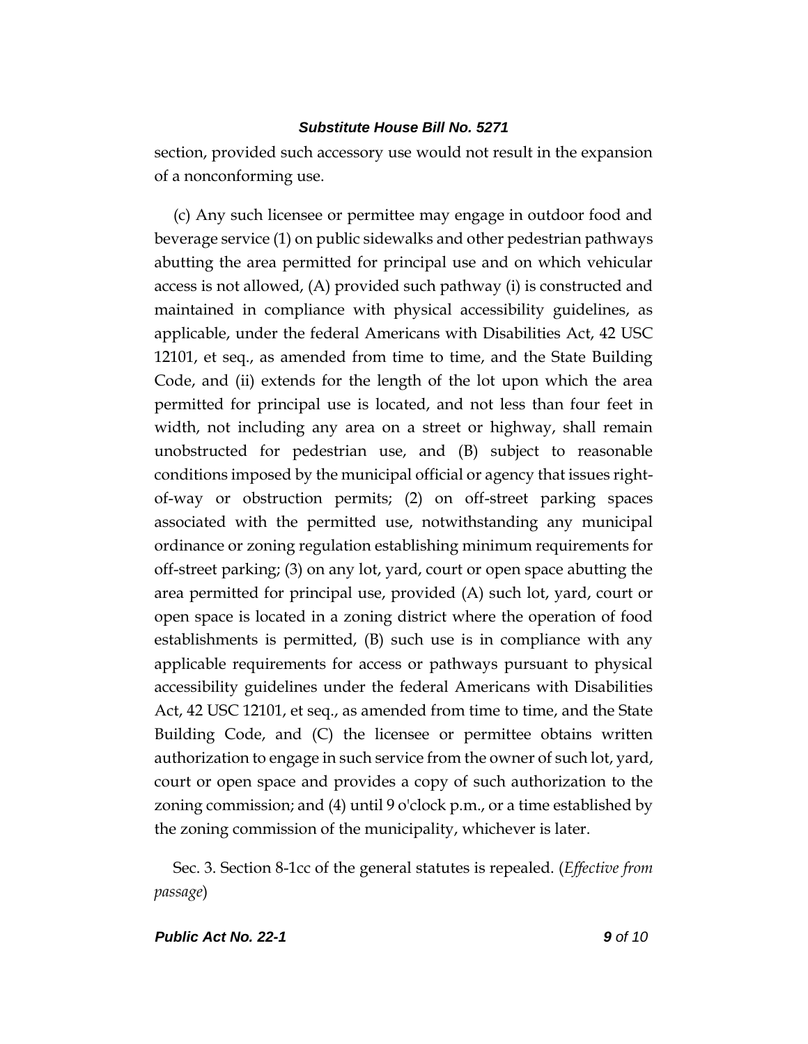section, provided such accessory use would not result in the expansion of a nonconforming use.

(c) Any such licensee or permittee may engage in outdoor food and beverage service (1) on public sidewalks and other pedestrian pathways abutting the area permitted for principal use and on which vehicular access is not allowed, (A) provided such pathway (i) is constructed and maintained in compliance with physical accessibility guidelines, as applicable, under the federal Americans with Disabilities Act, 42 USC 12101, et seq., as amended from time to time, and the State Building Code, and (ii) extends for the length of the lot upon which the area permitted for principal use is located, and not less than four feet in width, not including any area on a street or highway, shall remain unobstructed for pedestrian use, and (B) subject to reasonable conditions imposed by the municipal official or agency that issues right-of-way or obstruction permits; (2) on off-street parking spaces associated with the permitted use, notwithstanding any municipal ordinance or zoning regulation establishing minimum requirements for off-street parking; (3) on any lot, yard, court or open space abutting the area permitted for principal use, provided (A) such lot, yard, court or open space is located in a zoning district where the operation of food establishments is permitted, (B) such use is in compliance with any applicable requirements for access or pathways pursuant to physical accessibility guidelines under the federal Americans with Disabilities Act, 42 USC 12101, et seq., as amended from time to time, and the State Building Code, and (C) the licensee or permittee obtains written authorization to engage in such service from the owner of such lot, yard, court or open space and provides a copy of such authorization to the zoning commission; and (4) until 9 o'clock p.m., or a time established by the zoning commission of the municipality, whichever is later.

Sec. 3. Section 8-1cc of the general statutes is repealed. (*Effective from passage*)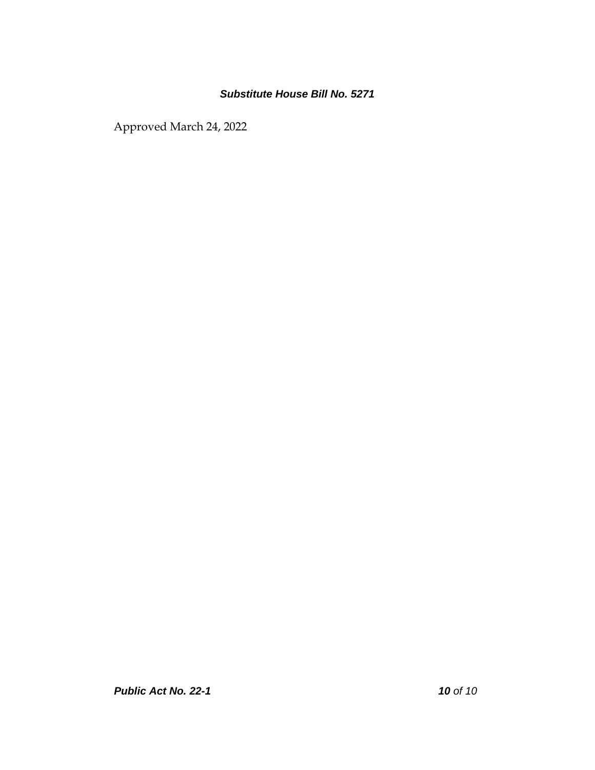Approved March 24, 2022